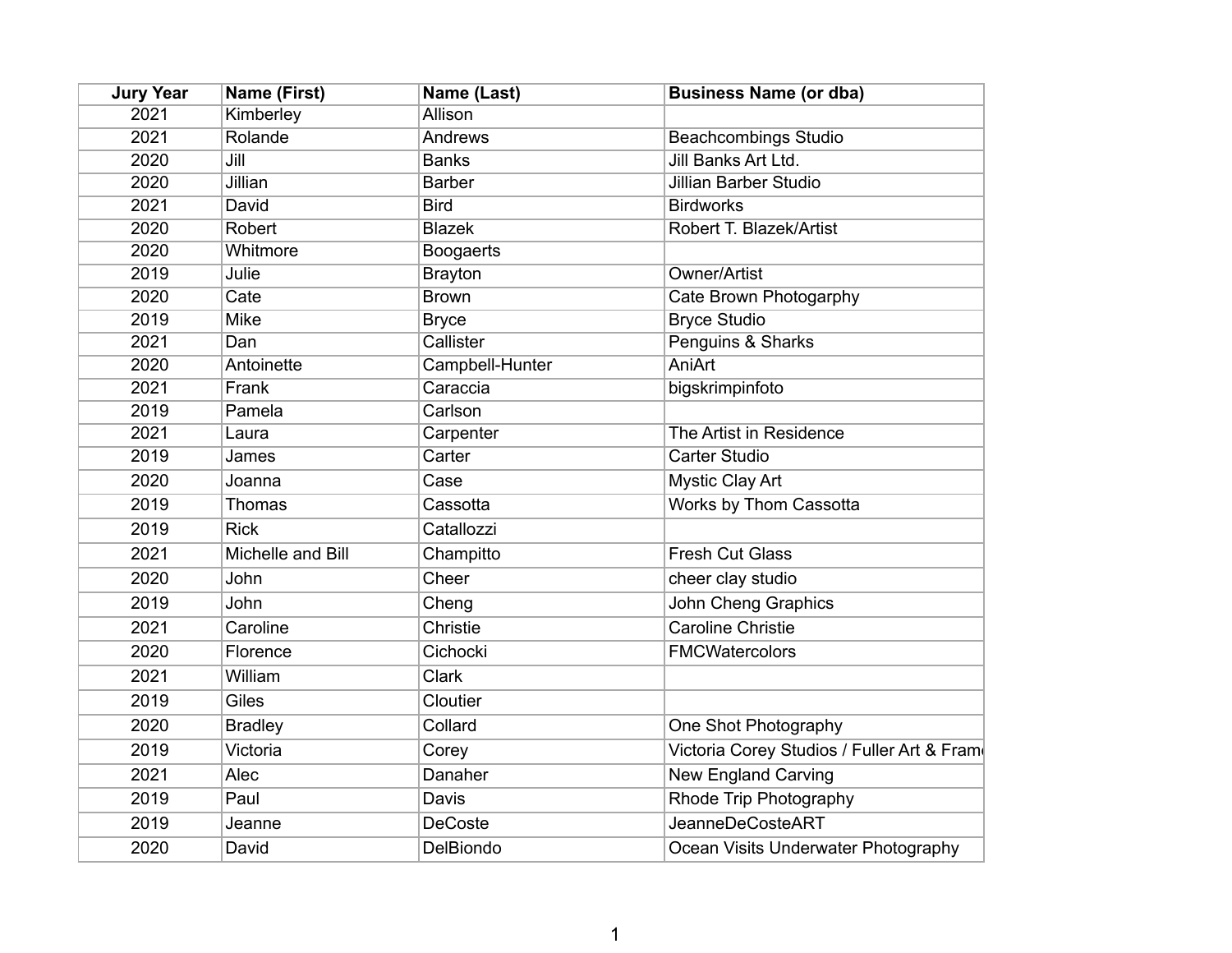| Jury Year | Name (First) | Name (Last) | Business Name (or dba) |
|---|---|---|---|
| 2021 | Kimberley | Allison | |
| 2021 | Rolande | Andrews | Beachcombings Studio |
| 2020 | Jill | Banks | Jill Banks Art Ltd. |
| 2020 | Jillian | Barber | Jillian Barber Studio |
| 2021 | David | Bird | Birdworks |
| 2020 | Robert | Blazek | Robert T. Blazek/Artist |
| 2020 | Whitmore | Boogaerts | |
| 2019 | Julie | Brayton | Owner/Artist |
| 2020 | Cate | Brown | Cate Brown Photogarphy |
| 2019 | Mike | Bryce | Bryce Studio |
| 2021 | Dan | Callister | Penguins & Sharks |
| 2020 | Antoinette | Campbell-Hunter | AniArt |
| 2021 | Frank | Caraccia | bigskrimpinfoto |
| 2019 | Pamela | Carlson | |
| 2021 | Laura | Carpenter | The Artist in Residence |
| 2019 | James | Carter | Carter Studio |
| 2020 | Joanna | Case | Mystic Clay Art |
| 2019 | Thomas | Cassotta | Works by Thom Cassotta |
| 2019 | Rick | Catallozzi | |
| 2021 | Michelle and Bill | Champitto | Fresh Cut Glass |
| 2020 | John | Cheer | cheer clay studio |
| 2019 | John | Cheng | John Cheng Graphics |
| 2021 | Caroline | Christie | Caroline Christie |
| 2020 | Florence | Cichocki | FMCWatercolors |
| 2021 | William | Clark | |
| 2019 | Giles | Cloutier | |
| 2020 | Bradley | Collard | One Shot Photography |
| 2019 | Victoria | Corey | Victoria Corey Studios / Fuller Art & Frame |
| 2021 | Alec | Danaher | New England Carving |
| 2019 | Paul | Davis | Rhode Trip Photography |
| 2019 | Jeanne | DeCoste | JeanneDeCosteART |
| 2020 | David | DelBiondo | Ocean Visits Underwater Photography |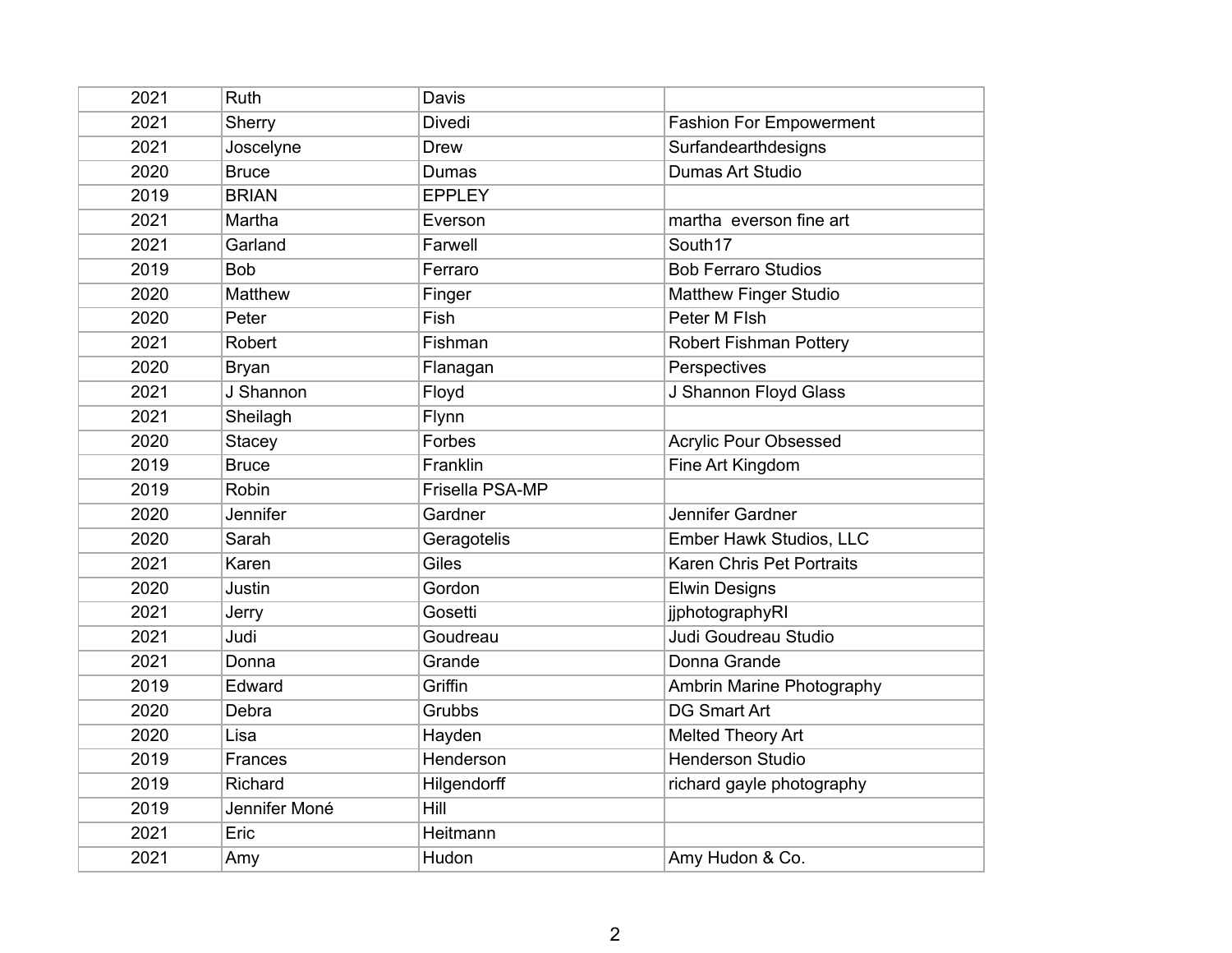| | | | |
|---|---|---|---|
| 2021 | Ruth | Davis | |
| 2021 | Sherry | Divedi | Fashion For Empowerment |
| 2021 | Joscelyne | Drew | Surfandearthdesigns |
| 2020 | Bruce | Dumas | Dumas Art Studio |
| 2019 | BRIAN | EPPLEY | |
| 2021 | Martha | Everson | martha  everson fine art |
| 2021 | Garland | Farwell | South17 |
| 2019 | Bob | Ferraro | Bob Ferraro Studios |
| 2020 | Matthew | Finger | Matthew Finger Studio |
| 2020 | Peter | Fish | Peter M FIsh |
| 2021 | Robert | Fishman | Robert Fishman Pottery |
| 2020 | Bryan | Flanagan | Perspectives |
| 2021 | J Shannon | Floyd | J Shannon Floyd Glass |
| 2021 | Sheilagh | Flynn | |
| 2020 | Stacey | Forbes | Acrylic Pour Obsessed |
| 2019 | Bruce | Franklin | Fine Art Kingdom |
| 2019 | Robin | Frisella PSA-MP | |
| 2020 | Jennifer | Gardner | Jennifer Gardner |
| 2020 | Sarah | Geragotelis | Ember Hawk Studios, LLC |
| 2021 | Karen | Giles | Karen Chris Pet Portraits |
| 2020 | Justin | Gordon | Elwin Designs |
| 2021 | Jerry | Gosetti | jjphotographyRI |
| 2021 | Judi | Goudreau | Judi Goudreau Studio |
| 2021 | Donna | Grande | Donna Grande |
| 2019 | Edward | Griffin | Ambrin Marine Photography |
| 2020 | Debra | Grubbs | DG Smart Art |
| 2020 | Lisa | Hayden | Melted Theory Art |
| 2019 | Frances | Henderson | Henderson Studio |
| 2019 | Richard | Hilgendorff | richard gayle photography |
| 2019 | Jennifer Moné | Hill | |
| 2021 | Eric | Heitmann | |
| 2021 | Amy | Hudon | Amy Hudon & Co. |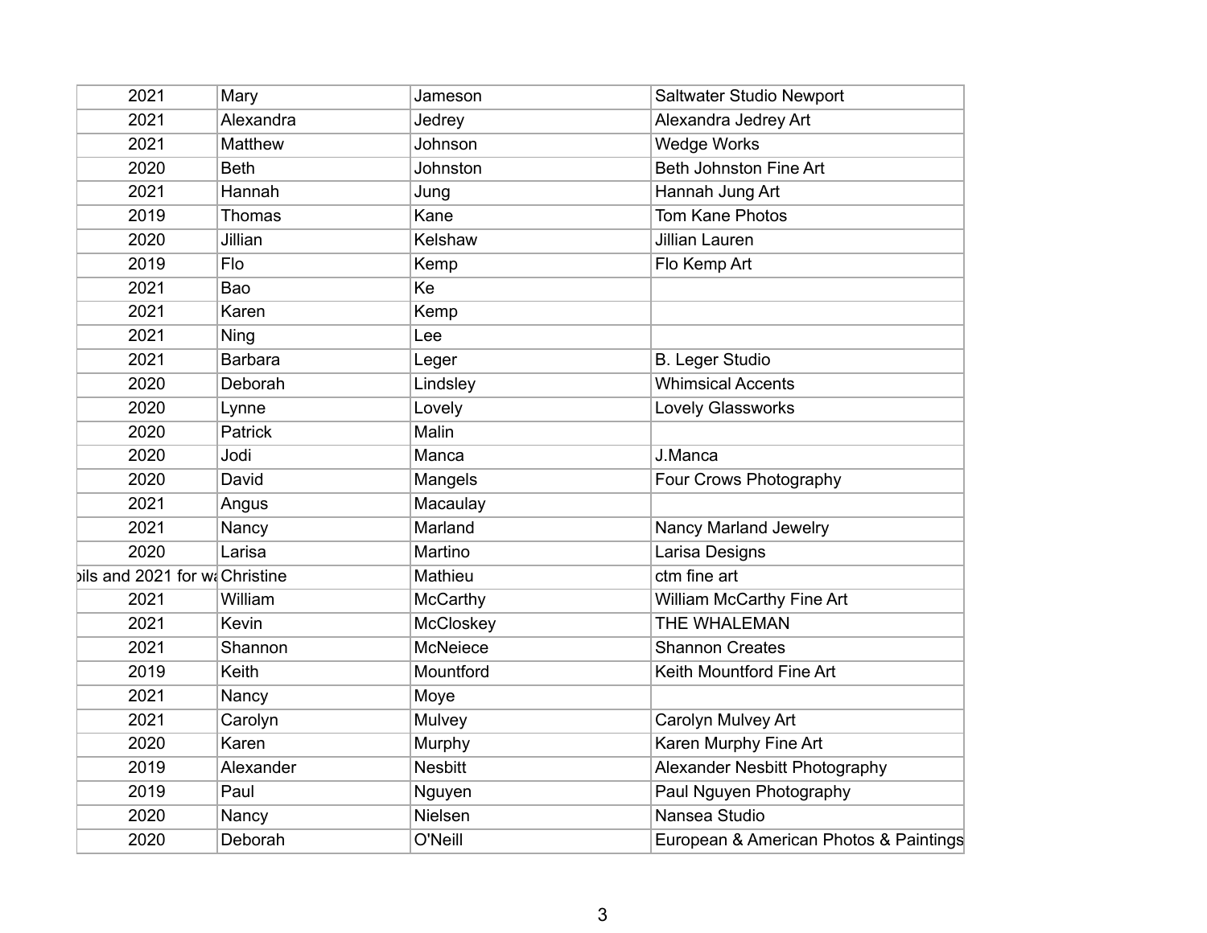| | | | |
|---|---|---|---|
| 2021 | Mary | Jameson | Saltwater Studio Newport |
| 2021 | Alexandra | Jedrey | Alexandra Jedrey Art |
| 2021 | Matthew | Johnson | Wedge Works |
| 2020 | Beth | Johnston | Beth Johnston Fine Art |
| 2021 | Hannah | Jung | Hannah Jung Art |
| 2019 | Thomas | Kane | Tom Kane Photos |
| 2020 | Jillian | Kelshaw | Jillian Lauren |
| 2019 | Flo | Kemp | Flo Kemp Art |
| 2021 | Bao | Ke | |
| 2021 | Karen | Kemp | |
| 2021 | Ning | Lee | |
| 2021 | Barbara | Leger | B. Leger Studio |
| 2020 | Deborah | Lindsley | Whimsical Accents |
| 2020 | Lynne | Lovely | Lovely Glassworks |
| 2020 | Patrick | Malin | |
| 2020 | Jodi | Manca | J.Manca |
| 2020 | David | Mangels | Four Crows Photography |
| 2021 | Angus | Macaulay | |
| 2021 | Nancy | Marland | Nancy Marland Jewelry |
| 2020 | Larisa | Martino | Larisa Designs |
| ils and 2021 for wa | Christine | Mathieu | ctm fine art |
| 2021 | William | McCarthy | William McCarthy Fine Art |
| 2021 | Kevin | McCloskey | THE WHALEMAN |
| 2021 | Shannon | McNeiece | Shannon Creates |
| 2019 | Keith | Mountford | Keith Mountford Fine Art |
| 2021 | Nancy | Moye | |
| 2021 | Carolyn | Mulvey | Carolyn Mulvey Art |
| 2020 | Karen | Murphy | Karen Murphy Fine Art |
| 2019 | Alexander | Nesbitt | Alexander Nesbitt Photography |
| 2019 | Paul | Nguyen | Paul Nguyen Photography |
| 2020 | Nancy | Nielsen | Nansea Studio |
| 2020 | Deborah | O'Neill | European & American Photos & Paintings |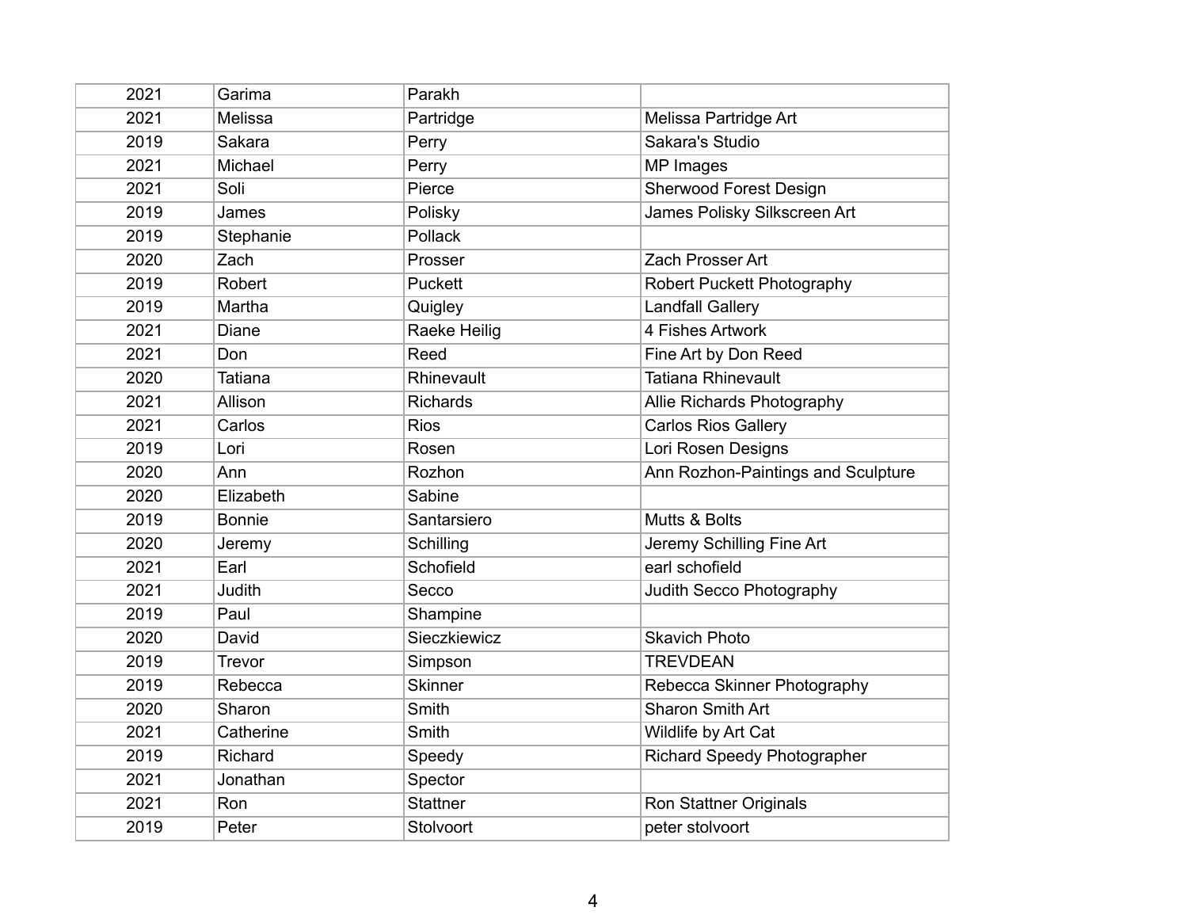| | | | |
|---|---|---|---|
| 2021 | Garima | Parakh | |
| 2021 | Melissa | Partridge | Melissa Partridge Art |
| 2019 | Sakara | Perry | Sakara's Studio |
| 2021 | Michael | Perry | MP Images |
| 2021 | Soli | Pierce | Sherwood Forest Design |
| 2019 | James | Polisky | James Polisky Silkscreen Art |
| 2019 | Stephanie | Pollack | |
| 2020 | Zach | Prosser | Zach Prosser Art |
| 2019 | Robert | Puckett | Robert Puckett Photography |
| 2019 | Martha | Quigley | Landfall Gallery |
| 2021 | Diane | Raeke Heilig | 4 Fishes Artwork |
| 2021 | Don | Reed | Fine Art by Don Reed |
| 2020 | Tatiana | Rhinevault | Tatiana Rhinevault |
| 2021 | Allison | Richards | Allie Richards Photography |
| 2021 | Carlos | Rios | Carlos Rios Gallery |
| 2019 | Lori | Rosen | Lori Rosen Designs |
| 2020 | Ann | Rozhon | Ann Rozhon-Paintings and Sculpture |
| 2020 | Elizabeth | Sabine | |
| 2019 | Bonnie | Santarsiero | Mutts & Bolts |
| 2020 | Jeremy | Schilling | Jeremy Schilling Fine Art |
| 2021 | Earl | Schofield | earl schofield |
| 2021 | Judith | Secco | Judith Secco Photography |
| 2019 | Paul | Shampine | |
| 2020 | David | Sieczkiewicz | Skavich Photo |
| 2019 | Trevor | Simpson | TREVDEAN |
| 2019 | Rebecca | Skinner | Rebecca Skinner Photography |
| 2020 | Sharon | Smith | Sharon Smith Art |
| 2021 | Catherine | Smith | Wildlife by Art Cat |
| 2019 | Richard | Speedy | Richard Speedy Photographer |
| 2021 | Jonathan | Spector | |
| 2021 | Ron | Stattner | Ron Stattner Originals |
| 2019 | Peter | Stolvoort | peter stolvoort |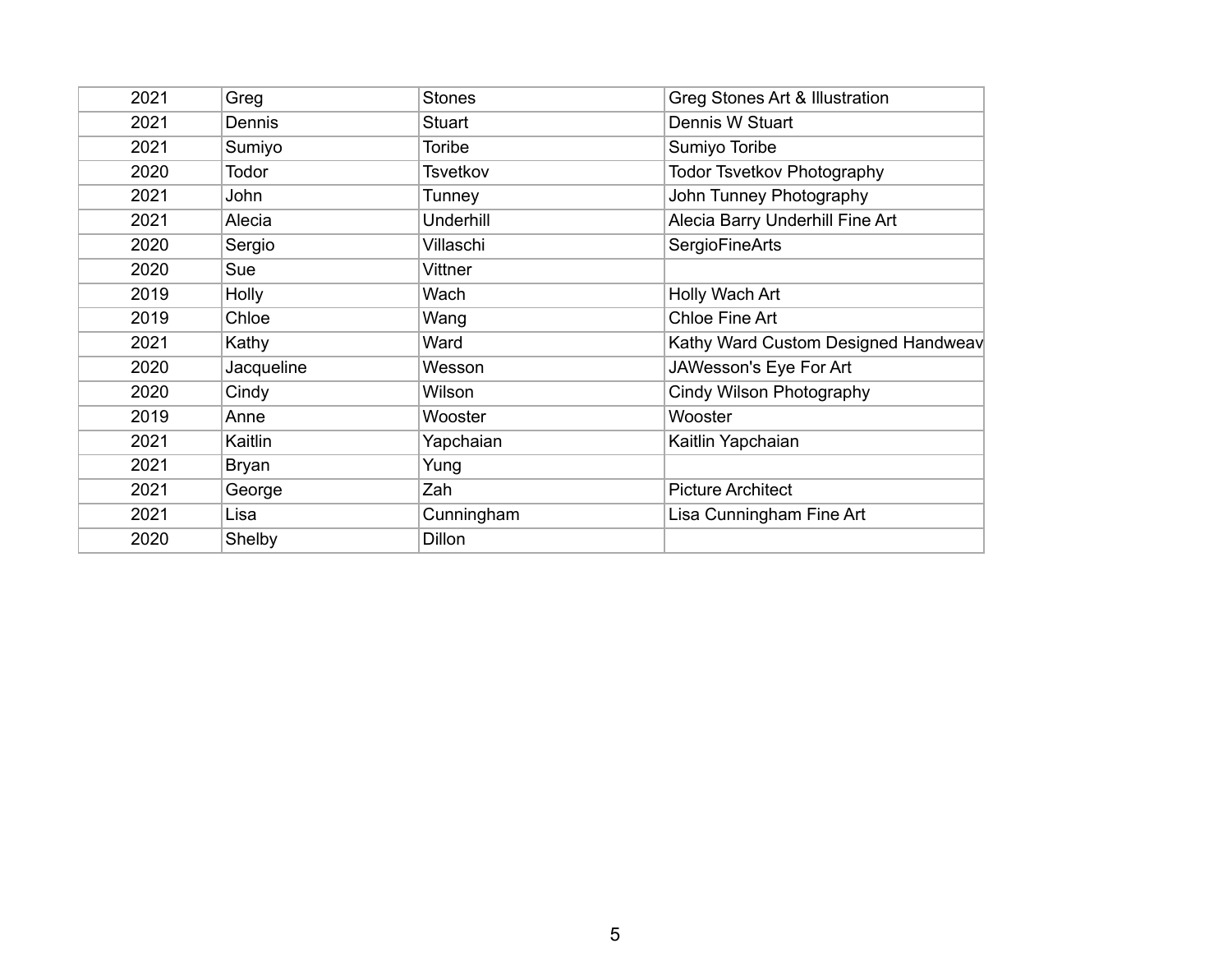| | | | |
|---|---|---|---|
| 2021 | Greg | Stones | Greg Stones Art & Illustration |
| 2021 | Dennis | Stuart | Dennis W Stuart |
| 2021 | Sumiyo | Toribe | Sumiyo Toribe |
| 2020 | Todor | Tsvetkov | Todor Tsvetkov Photography |
| 2021 | John | Tunney | John Tunney Photography |
| 2021 | Alecia | Underhill | Alecia Barry Underhill Fine Art |
| 2020 | Sergio | Villaschi | SergioFineArts |
| 2020 | Sue | Vittner | |
| 2019 | Holly | Wach | Holly Wach Art |
| 2019 | Chloe | Wang | Chloe Fine Art |
| 2021 | Kathy | Ward | Kathy Ward Custom Designed Handweav |
| 2020 | Jacqueline | Wesson | JAWesson's Eye For Art |
| 2020 | Cindy | Wilson | Cindy Wilson Photography |
| 2019 | Anne | Wooster | Wooster |
| 2021 | Kaitlin | Yapchaian | Kaitlin Yapchaian |
| 2021 | Bryan | Yung | |
| 2021 | George | Zah | Picture Architect |
| 2021 | Lisa | Cunningham | Lisa Cunningham Fine Art |
| 2020 | Shelby | Dillon | |